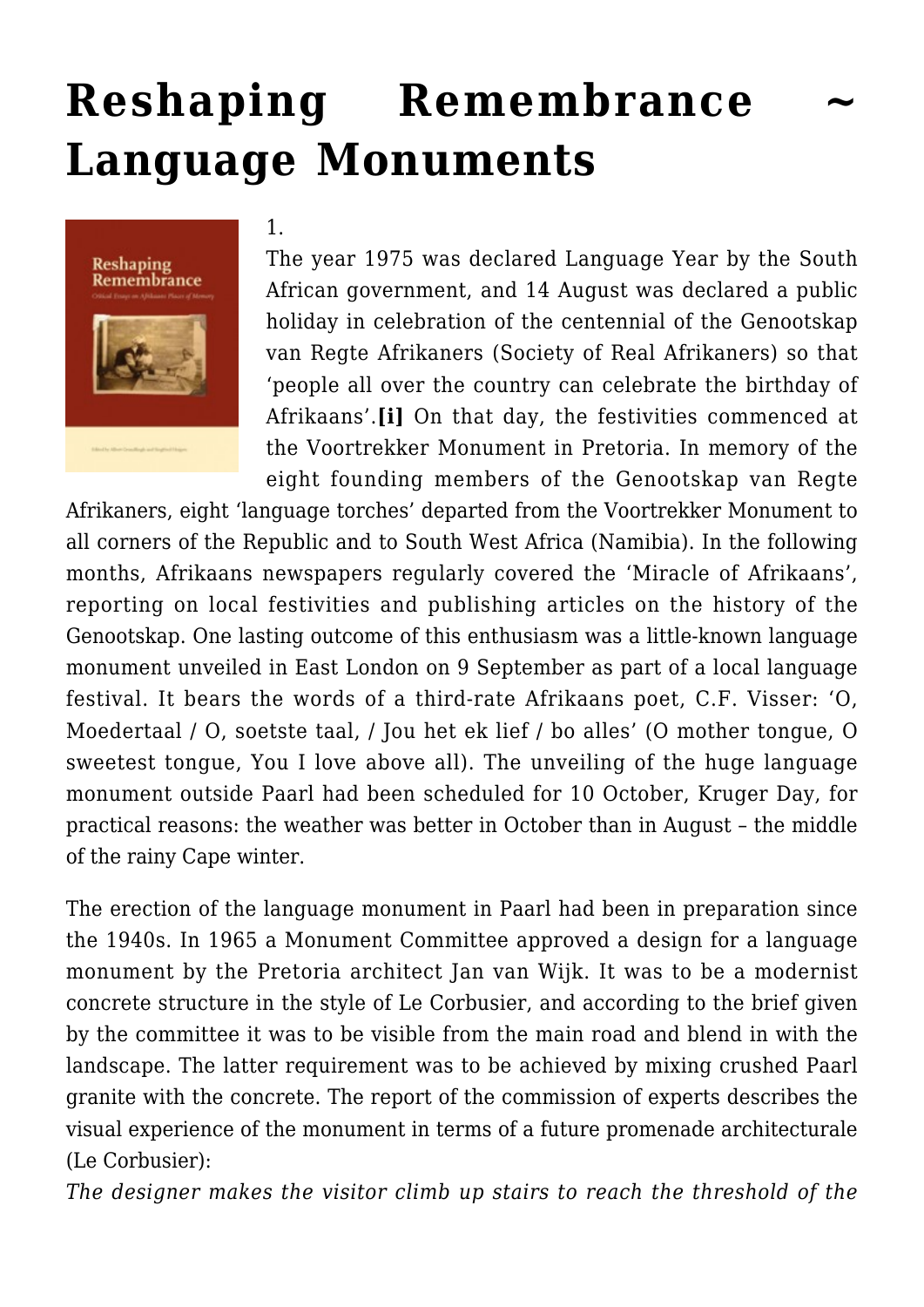# Reshaping Remembrance ~ Language Monuments

1.

The year 1975 was declared Language Year by the South African government, and 14 August was declared a public holiday in celebration of the centennial of the Genootskap van Regte Afrikaners (Society of Real Afrikaners) so that 'people all over the country can celebrate the birthday of Afrikaans'.**[i]** On that day, the festivities commenced at the Voortrekker Monument in Pretoria. In memory of the eight founding members of the Genootskap van Regte Afrikaners, eight 'language torches' departed from the Voortrekker Monument to all corners of the Republic and to South West Africa (Namibia). In the following months, Afrikaans newspapers regularly covered the 'Miracle of Afrikaans', reporting on local festivities and publishing articles on the history of the Genootskap. One lasting outcome of this enthusiasm was a little-known language monument unveiled in East London on 9 September as part of a local language festival. It bears the words of a third-rate Afrikaans poet, C.F. Visser: 'O, Moedertaal / O, soetste taal, / Jou het ek lief / bo alles' (O mother tongue, O sweetest tongue, You I love above all). The unveiling of the huge language monument outside Paarl had been scheduled for 10 October, Kruger Day, for practical reasons: the weather was better in October than in August – the middle of the rainy Cape winter.

The erection of the language monument in Paarl had been in preparation since the 1940s. In 1965 a Monument Committee approved a design for a language monument by the Pretoria architect Jan van Wijk. It was to be a modernist concrete structure in the style of Le Corbusier, and according to the brief given by the committee it was to be visible from the main road and blend in with the landscape. The latter requirement was to be achieved by mixing crushed Paarl granite with the concrete. The report of the commission of experts describes the visual experience of the monument in terms of a future promenade architecturale (Le Corbusier):

*The designer makes the visitor climb up stairs to reach the threshold of the*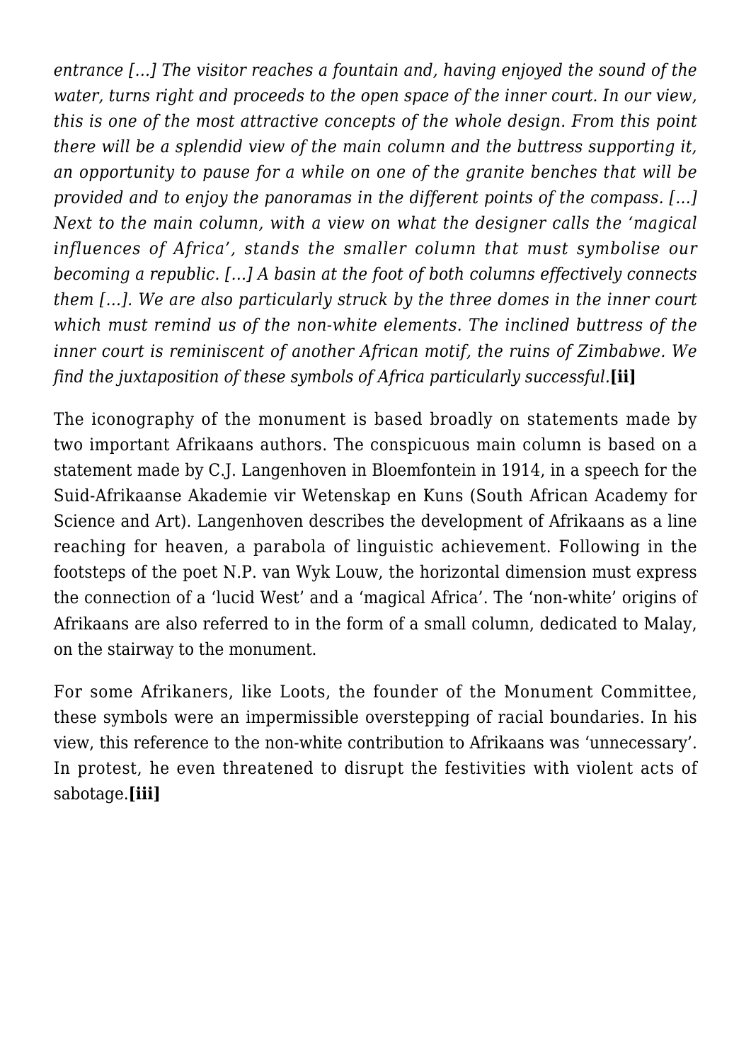*entrance […] The visitor reaches a fountain and, having enjoyed the sound of the water, turns right and proceeds to the open space of the inner court. In our view, this is one of the most attractive concepts of the whole design. From this point there will be a splendid view of the main column and the buttress supporting it, an opportunity to pause for a while on one of the granite benches that will be provided and to enjoy the panoramas in the different points of the compass. […] Next to the main column, with a view on what the designer calls the 'magical influences of Africa', stands the smaller column that must symbolise our becoming a republic. […] A basin at the foot of both columns effectively connects them […]. We are also particularly struck by the three domes in the inner court which must remind us of the non-white elements. The inclined buttress of the inner court is reminiscent of another African motif, the ruins of Zimbabwe. We find the juxtaposition of these symbols of Africa particularly successful.***[ii]**

The iconography of the monument is based broadly on statements made by two important Afrikaans authors. The conspicuous main column is based on a statement made by C.J. Langenhoven in Bloemfontein in 1914, in a speech for the Suid-Afrikaanse Akademie vir Wetenskap en Kuns (South African Academy for Science and Art). Langenhoven describes the development of Afrikaans as a line reaching for heaven, a parabola of linguistic achievement. Following in the footsteps of the poet N.P. van Wyk Louw, the horizontal dimension must express the connection of a 'lucid West' and a 'magical Africa'. The 'non-white' origins of Afrikaans are also referred to in the form of a small column, dedicated to Malay, on the stairway to the monument.

For some Afrikaners, like Loots, the founder of the Monument Committee, these symbols were an impermissible overstepping of racial boundaries. In his view, this reference to the non-white contribution to Afrikaans was 'unnecessary'. In protest, he even threatened to disrupt the festivities with violent acts of sabotage.**[iii]**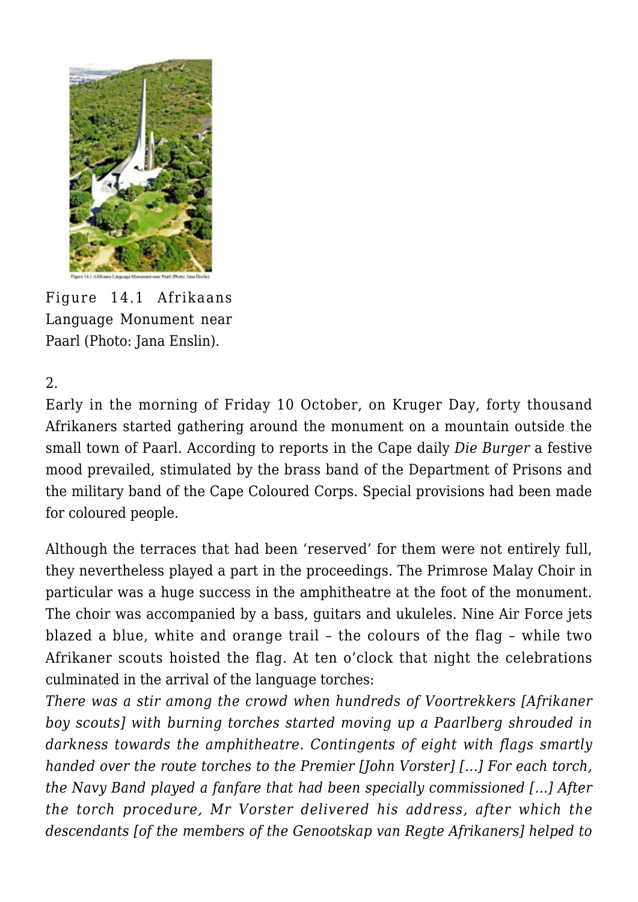Figure 14.1 Afrikaans Language Monument near Paarl (Photo: Jana Enslin).

2.

Early in the morning of Friday 10 October, on Kruger Day, forty thousand Afrikaners started gathering around the monument on a mountain outside the small town of Paarl. According to reports in the Cape daily *Die Burger* a festive mood prevailed, stimulated by the brass band of the Department of Prisons and the military band of the Cape Coloured Corps. Special provisions had been made for coloured people.

Although the terraces that had been 'reserved' for them were not entirely full, they nevertheless played a part in the proceedings. The Primrose Malay Choir in particular was a huge success in the amphitheatre at the foot of the monument. The choir was accompanied by a bass, guitars and ukuleles. Nine Air Force jets blazed a blue, white and orange trail – the colours of the flag – while two Afrikaner scouts hoisted the flag. At ten o'clock that night the celebrations culminated in the arrival of the language torches:

*There was a stir among the crowd when hundreds of Voortrekkers [Afrikaner boy scouts] with burning torches started moving up a Paarlberg shrouded in darkness towards the amphitheatre. Contingents of eight with flags smartly handed over the route torches to the Premier [John Vorster] […] For each torch, the Navy Band played a fanfare that had been specially commissioned […] After the torch procedure, Mr Vorster delivered his address, after which the descendants [of the members of the Genootskap van Regte Afrikaners] helped to*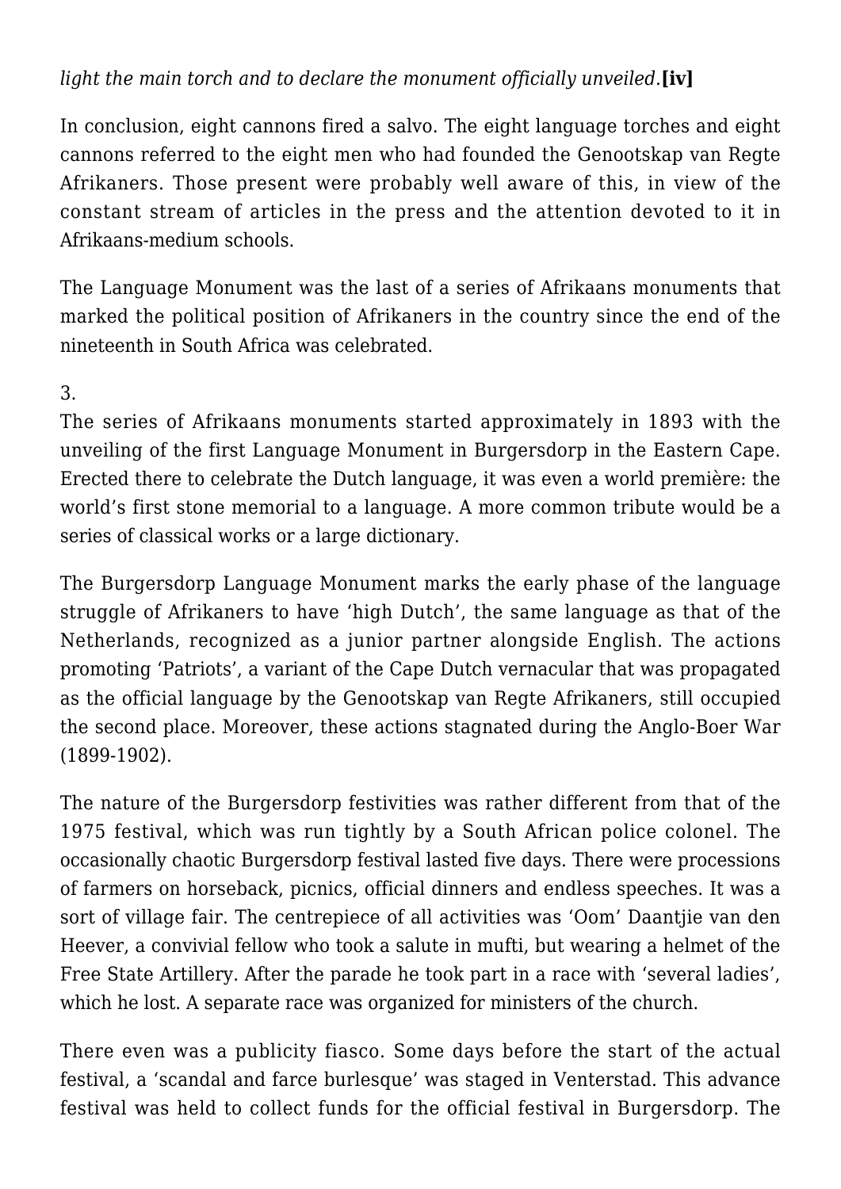*light the main torch and to declare the monument officially unveiled.***[iv]**

In conclusion, eight cannons fired a salvo. The eight language torches and eight cannons referred to the eight men who had founded the Genootskap van Regte Afrikaners. Those present were probably well aware of this, in view of the constant stream of articles in the press and the attention devoted to it in Afrikaans-medium schools.

The Language Monument was the last of a series of Afrikaans monuments that marked the political position of Afrikaners in the country since the end of the nineteenth in South Africa was celebrated.

3.

The series of Afrikaans monuments started approximately in 1893 with the unveiling of the first Language Monument in Burgersdorp in the Eastern Cape. Erected there to celebrate the Dutch language, it was even a world première: the world's first stone memorial to a language. A more common tribute would be a series of classical works or a large dictionary.

The Burgersdorp Language Monument marks the early phase of the language struggle of Afrikaners to have 'high Dutch', the same language as that of the Netherlands, recognized as a junior partner alongside English. The actions promoting 'Patriots', a variant of the Cape Dutch vernacular that was propagated as the official language by the Genootskap van Regte Afrikaners, still occupied the second place. Moreover, these actions stagnated during the Anglo-Boer War (1899-1902).

The nature of the Burgersdorp festivities was rather different from that of the 1975 festival, which was run tightly by a South African police colonel. The occasionally chaotic Burgersdorp festival lasted five days. There were processions of farmers on horseback, picnics, official dinners and endless speeches. It was a sort of village fair. The centrepiece of all activities was 'Oom' Daantjie van den Heever, a convivial fellow who took a salute in mufti, but wearing a helmet of the Free State Artillery. After the parade he took part in a race with 'several ladies', which he lost. A separate race was organized for ministers of the church.

There even was a publicity fiasco. Some days before the start of the actual festival, a 'scandal and farce burlesque' was staged in Venterstad. This advance festival was held to collect funds for the official festival in Burgersdorp. The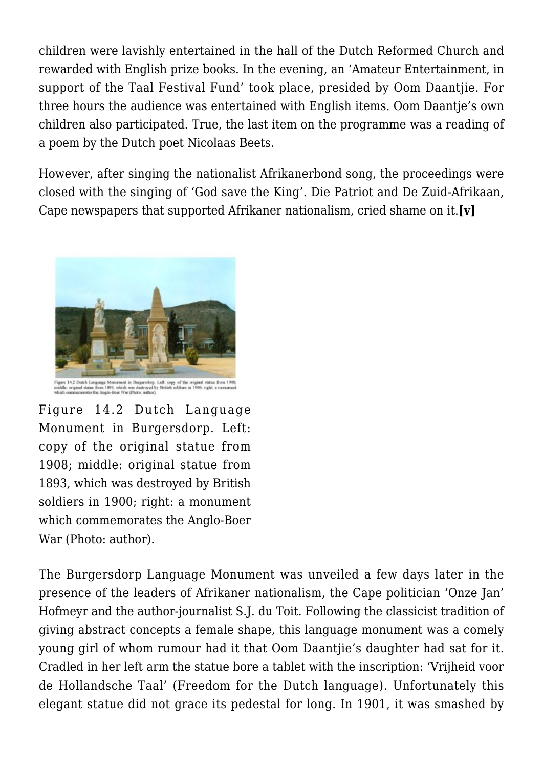children were lavishly entertained in the hall of the Dutch Reformed Church and rewarded with English prize books. In the evening, an 'Amateur Entertainment, in support of the Taal Festival Fund' took place, presided by Oom Daantjie. For three hours the audience was entertained with English items. Oom Daantje's own children also participated. True, the last item on the programme was a reading of a poem by the Dutch poet Nicolaas Beets.

However, after singing the nationalist Afrikanerbond song, the proceedings were closed with the singing of 'God save the King'. Die Patriot and De Zuid-Afrikaan, Cape newspapers that supported Afrikaner nationalism, cried shame on it.**[v]**

Figure 14.2 Dutch Language Monument in Burgersdorp. Left: copy of the original statue from 1908; middle: original statue from 1893, which was destroyed by British soldiers in 1900; right: a monument which commemorates the Anglo-Boer War (Photo: author).

The Burgersdorp Language Monument was unveiled a few days later in the presence of the leaders of Afrikaner nationalism, the Cape politician 'Onze Jan' Hofmeyr and the author-journalist S.J. du Toit. Following the classicist tradition of giving abstract concepts a female shape, this language monument was a comely young girl of whom rumour had it that Oom Daantjie's daughter had sat for it. Cradled in her left arm the statue bore a tablet with the inscription: 'Vrijheid voor de Hollandsche Taal' (Freedom for the Dutch language). Unfortunately this elegant statue did not grace its pedestal for long. In 1901, it was smashed by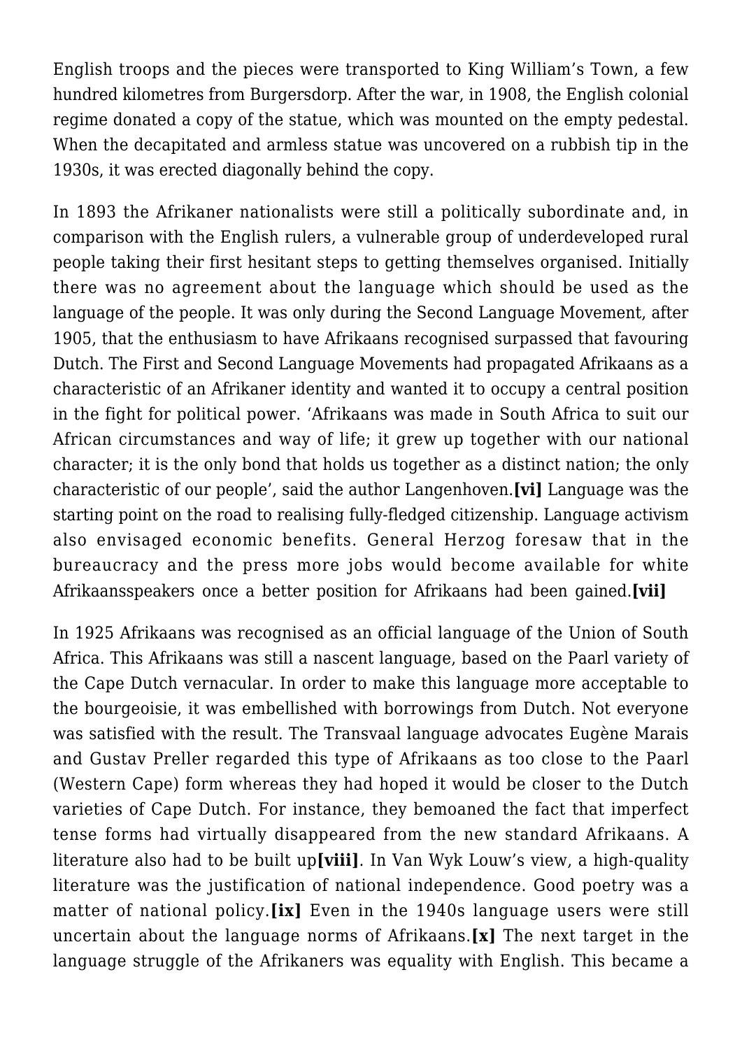English troops and the pieces were transported to King William's Town, a few hundred kilometres from Burgersdorp. After the war, in 1908, the English colonial regime donated a copy of the statue, which was mounted on the empty pedestal. When the decapitated and armless statue was uncovered on a rubbish tip in the 1930s, it was erected diagonally behind the copy.

In 1893 the Afrikaner nationalists were still a politically subordinate and, in comparison with the English rulers, a vulnerable group of underdeveloped rural people taking their first hesitant steps to getting themselves organised. Initially there was no agreement about the language which should be used as the language of the people. It was only during the Second Language Movement, after 1905, that the enthusiasm to have Afrikaans recognised surpassed that favouring Dutch. The First and Second Language Movements had propagated Afrikaans as a characteristic of an Afrikaner identity and wanted it to occupy a central position in the fight for political power. 'Afrikaans was made in South Africa to suit our African circumstances and way of life; it grew up together with our national character; it is the only bond that holds us together as a distinct nation; the only characteristic of our people', said the author Langenhoven.**[vi]** Language was the starting point on the road to realising fully-fledged citizenship. Language activism also envisaged economic benefits. General Herzog foresaw that in the bureaucracy and the press more jobs would become available for white Afrikaansspeakers once a better position for Afrikaans had been gained.**[vii]**

In 1925 Afrikaans was recognised as an official language of the Union of South Africa. This Afrikaans was still a nascent language, based on the Paarl variety of the Cape Dutch vernacular. In order to make this language more acceptable to the bourgeoisie, it was embellished with borrowings from Dutch. Not everyone was satisfied with the result. The Transvaal language advocates Eugène Marais and Gustav Preller regarded this type of Afrikaans as too close to the Paarl (Western Cape) form whereas they had hoped it would be closer to the Dutch varieties of Cape Dutch. For instance, they bemoaned the fact that imperfect tense forms had virtually disappeared from the new standard Afrikaans. A literature also had to be built up**[viii]**. In Van Wyk Louw's view, a high-quality literature was the justification of national independence. Good poetry was a matter of national policy.**[ix]** Even in the 1940s language users were still uncertain about the language norms of Afrikaans.**[x]** The next target in the language struggle of the Afrikaners was equality with English. This became a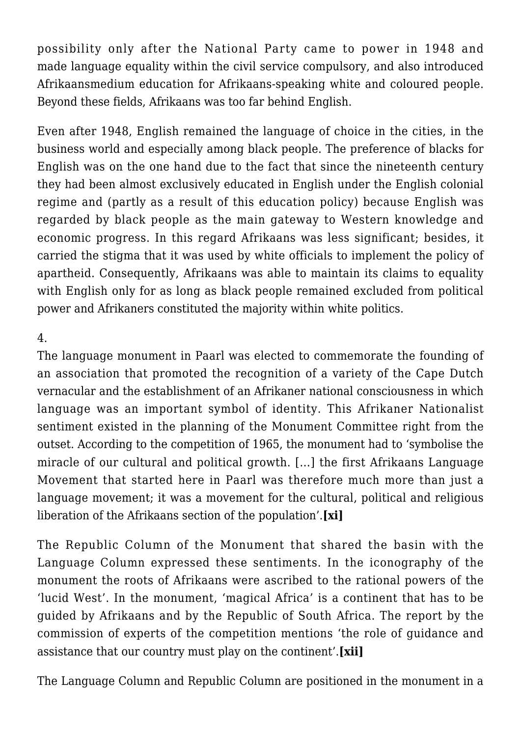possibility only after the National Party came to power in 1948 and made language equality within the civil service compulsory, and also introduced Afrikaansmedium education for Afrikaans-speaking white and coloured people. Beyond these fields, Afrikaans was too far behind English.

Even after 1948, English remained the language of choice in the cities, in the business world and especially among black people. The preference of blacks for English was on the one hand due to the fact that since the nineteenth century they had been almost exclusively educated in English under the English colonial regime and (partly as a result of this education policy) because English was regarded by black people as the main gateway to Western knowledge and economic progress. In this regard Afrikaans was less significant; besides, it carried the stigma that it was used by white officials to implement the policy of apartheid. Consequently, Afrikaans was able to maintain its claims to equality with English only for as long as black people remained excluded from political power and Afrikaners constituted the majority within white politics.

4.

The language monument in Paarl was elected to commemorate the founding of an association that promoted the recognition of a variety of the Cape Dutch vernacular and the establishment of an Afrikaner national consciousness in which language was an important symbol of identity. This Afrikaner Nationalist sentiment existed in the planning of the Monument Committee right from the outset. According to the competition of 1965, the monument had to 'symbolise the miracle of our cultural and political growth. […] the first Afrikaans Language Movement that started here in Paarl was therefore much more than just a language movement; it was a movement for the cultural, political and religious liberation of the Afrikaans section of the population'.**[xi]**

The Republic Column of the Monument that shared the basin with the Language Column expressed these sentiments. In the iconography of the monument the roots of Afrikaans were ascribed to the rational powers of the 'lucid West'. In the monument, 'magical Africa' is a continent that has to be guided by Afrikaans and by the Republic of South Africa. The report by the commission of experts of the competition mentions 'the role of guidance and assistance that our country must play on the continent'.**[xii]**

The Language Column and Republic Column are positioned in the monument in a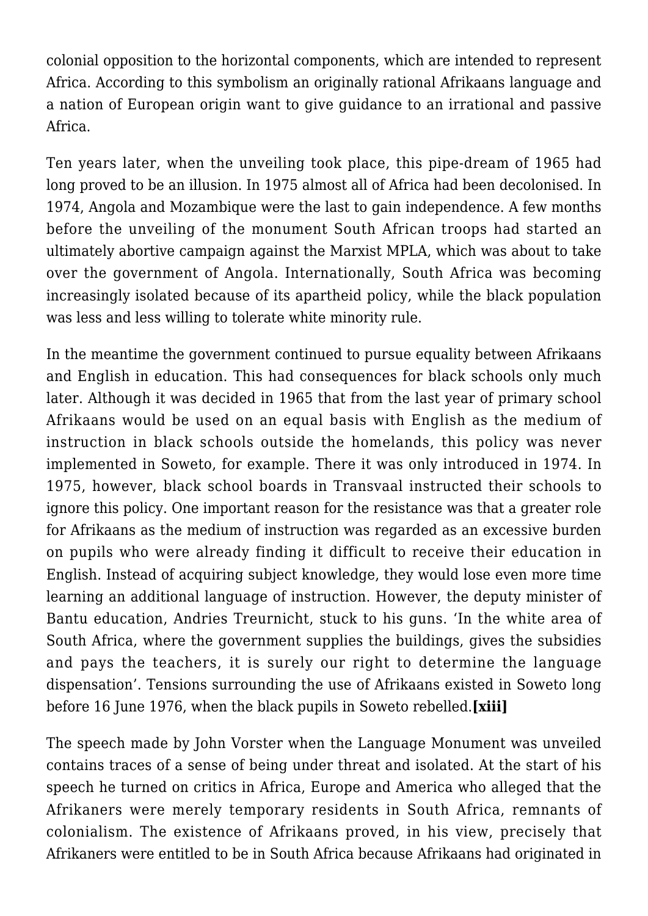colonial opposition to the horizontal components, which are intended to represent Africa. According to this symbolism an originally rational Afrikaans language and a nation of European origin want to give guidance to an irrational and passive Africa.

Ten years later, when the unveiling took place, this pipe-dream of 1965 had long proved to be an illusion. In 1975 almost all of Africa had been decolonised. In 1974, Angola and Mozambique were the last to gain independence. A few months before the unveiling of the monument South African troops had started an ultimately abortive campaign against the Marxist MPLA, which was about to take over the government of Angola. Internationally, South Africa was becoming increasingly isolated because of its apartheid policy, while the black population was less and less willing to tolerate white minority rule.

In the meantime the government continued to pursue equality between Afrikaans and English in education. This had consequences for black schools only much later. Although it was decided in 1965 that from the last year of primary school Afrikaans would be used on an equal basis with English as the medium of instruction in black schools outside the homelands, this policy was never implemented in Soweto, for example. There it was only introduced in 1974. In 1975, however, black school boards in Transvaal instructed their schools to ignore this policy. One important reason for the resistance was that a greater role for Afrikaans as the medium of instruction was regarded as an excessive burden on pupils who were already finding it difficult to receive their education in English. Instead of acquiring subject knowledge, they would lose even more time learning an additional language of instruction. However, the deputy minister of Bantu education, Andries Treurnicht, stuck to his guns. 'In the white area of South Africa, where the government supplies the buildings, gives the subsidies and pays the teachers, it is surely our right to determine the language dispensation'. Tensions surrounding the use of Afrikaans existed in Soweto long before 16 June 1976, when the black pupils in Soweto rebelled.**[xiii]**

The speech made by John Vorster when the Language Monument was unveiled contains traces of a sense of being under threat and isolated. At the start of his speech he turned on critics in Africa, Europe and America who alleged that the Afrikaners were merely temporary residents in South Africa, remnants of colonialism. The existence of Afrikaans proved, in his view, precisely that Afrikaners were entitled to be in South Africa because Afrikaans had originated in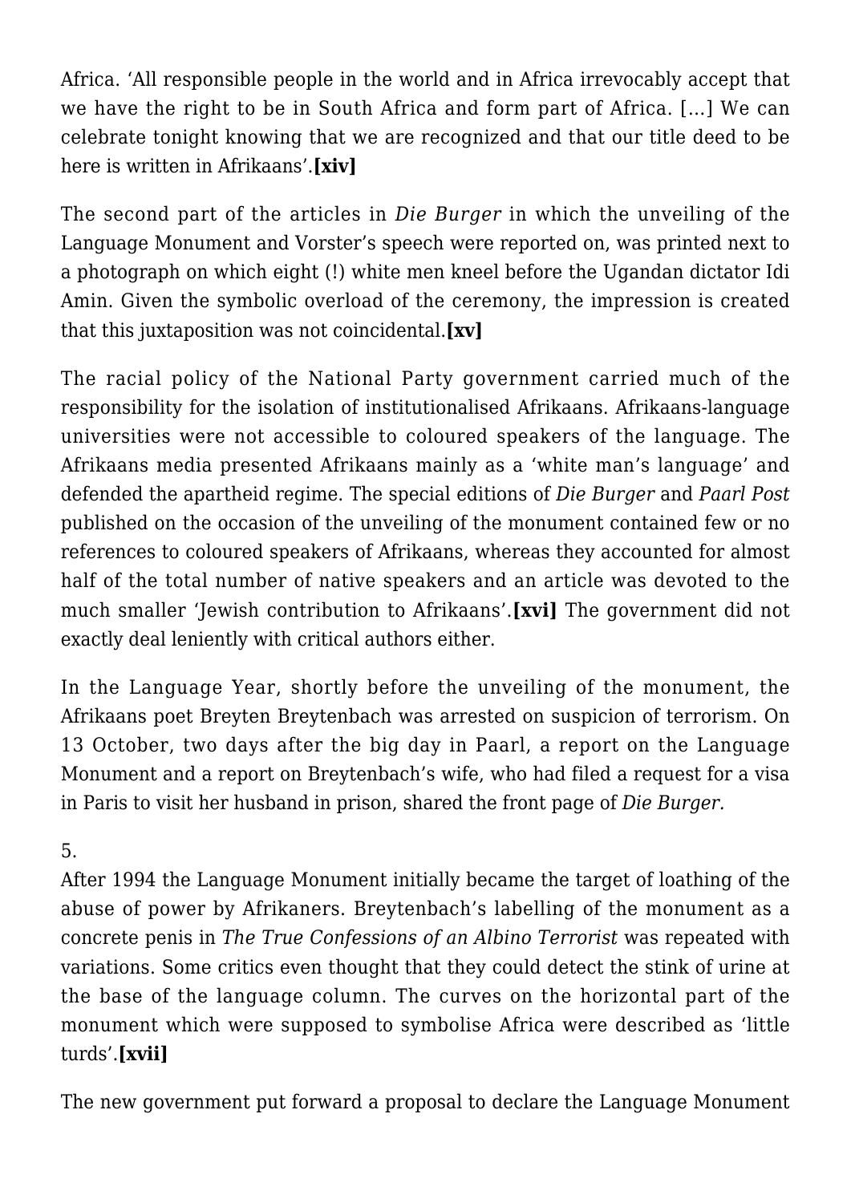Africa. 'All responsible people in the world and in Africa irrevocably accept that we have the right to be in South Africa and form part of Africa. [...] We can celebrate tonight knowing that we are recognized and that our title deed to be here is written in Afrikaans'.**[xiv]**

The second part of the articles in *Die Burger* in which the unveiling of the Language Monument and Vorster's speech were reported on, was printed next to a photograph on which eight (!) white men kneel before the Ugandan dictator Idi Amin. Given the symbolic overload of the ceremony, the impression is created that this juxtaposition was not coincidental.**[xv]**

The racial policy of the National Party government carried much of the responsibility for the isolation of institutionalised Afrikaans. Afrikaans-language universities were not accessible to coloured speakers of the language. The Afrikaans media presented Afrikaans mainly as a 'white man's language' and defended the apartheid regime. The special editions of *Die Burger* and *Paarl Post* published on the occasion of the unveiling of the monument contained few or no references to coloured speakers of Afrikaans, whereas they accounted for almost half of the total number of native speakers and an article was devoted to the much smaller 'Jewish contribution to Afrikaans'.**[xvi]** The government did not exactly deal leniently with critical authors either.

In the Language Year, shortly before the unveiling of the monument, the Afrikaans poet Breyten Breytenbach was arrested on suspicion of terrorism. On 13 October, two days after the big day in Paarl, a report on the Language Monument and a report on Breytenbach's wife, who had filed a request for a visa in Paris to visit her husband in prison, shared the front page of *Die Burger.*

5.

After 1994 the Language Monument initially became the target of loathing of the abuse of power by Afrikaners. Breytenbach's labelling of the monument as a concrete penis in *The True Confessions of an Albino Terrorist* was repeated with variations. Some critics even thought that they could detect the stink of urine at the base of the language column. The curves on the horizontal part of the monument which were supposed to symbolise Africa were described as 'little turds'.**[xvii]**

The new government put forward a proposal to declare the Language Monument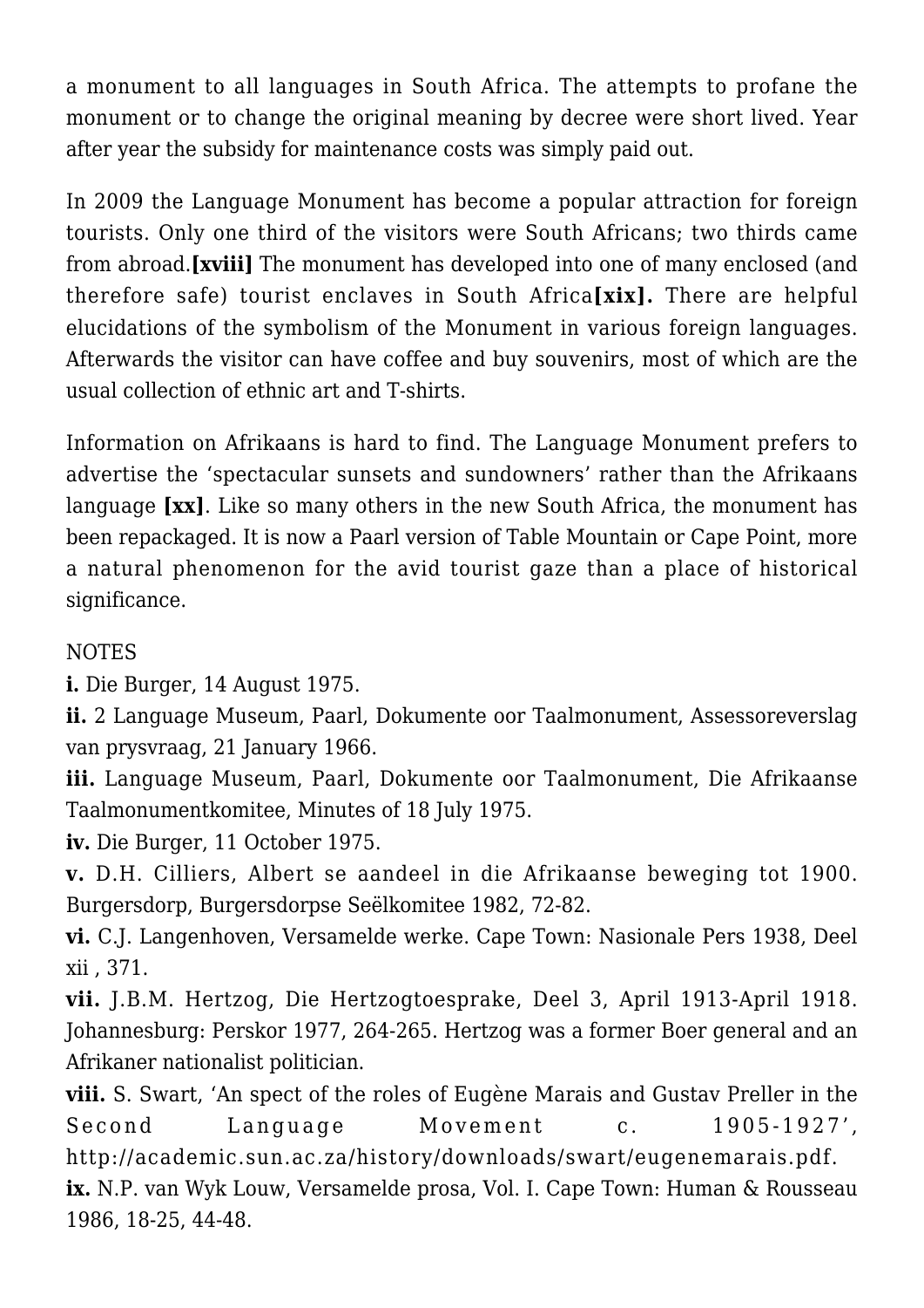a monument to all languages in South Africa. The attempts to profane the monument or to change the original meaning by decree were short lived. Year after year the subsidy for maintenance costs was simply paid out.

In 2009 the Language Monument has become a popular attraction for foreign tourists. Only one third of the visitors were South Africans; two thirds came from abroad.**[xviii]** The monument has developed into one of many enclosed (and therefore safe) tourist enclaves in South Africa**[xix].** There are helpful elucidations of the symbolism of the Monument in various foreign languages. Afterwards the visitor can have coffee and buy souvenirs, most of which are the usual collection of ethnic art and T-shirts.

Information on Afrikaans is hard to find. The Language Monument prefers to advertise the 'spectacular sunsets and sundowners' rather than the Afrikaans language **[xx]**. Like so many others in the new South Africa, the monument has been repackaged. It is now a Paarl version of Table Mountain or Cape Point, more a natural phenomenon for the avid tourist gaze than a place of historical significance.

NOTES

**i.** Die Burger, 14 August 1975.

**ii.** 2 Language Museum, Paarl, Dokumente oor Taalmonument, Assessoreverslag van prysvraag, 21 January 1966.

**iii.** Language Museum, Paarl, Dokumente oor Taalmonument, Die Afrikaanse Taalmonumentkomitee, Minutes of 18 July 1975.

**iv.** Die Burger, 11 October 1975.

**v.** D.H. Cilliers, Albert se aandeel in die Afrikaanse beweging tot 1900. Burgersdorp, Burgersdorpse Seëlkomitee 1982, 72-82.

**vi.** C.J. Langenhoven, Versamelde werke. Cape Town: Nasionale Pers 1938, Deel xii , 371.

**vii.** J.B.M. Hertzog, Die Hertzogtoesprake, Deel 3, April 1913-April 1918. Johannesburg: Perskor 1977, 264-265. Hertzog was a former Boer general and an Afrikaner nationalist politician.

**viii.** S. Swart, 'An spect of the roles of Eugène Marais and Gustav Preller in the Second Language Movement c. 1905-1927', http://academic.sun.ac.za/history/downloads/swart/eugenemarais.pdf.

**ix.** N.P. van Wyk Louw, Versamelde prosa, Vol. I. Cape Town: Human & Rousseau 1986, 18-25, 44-48.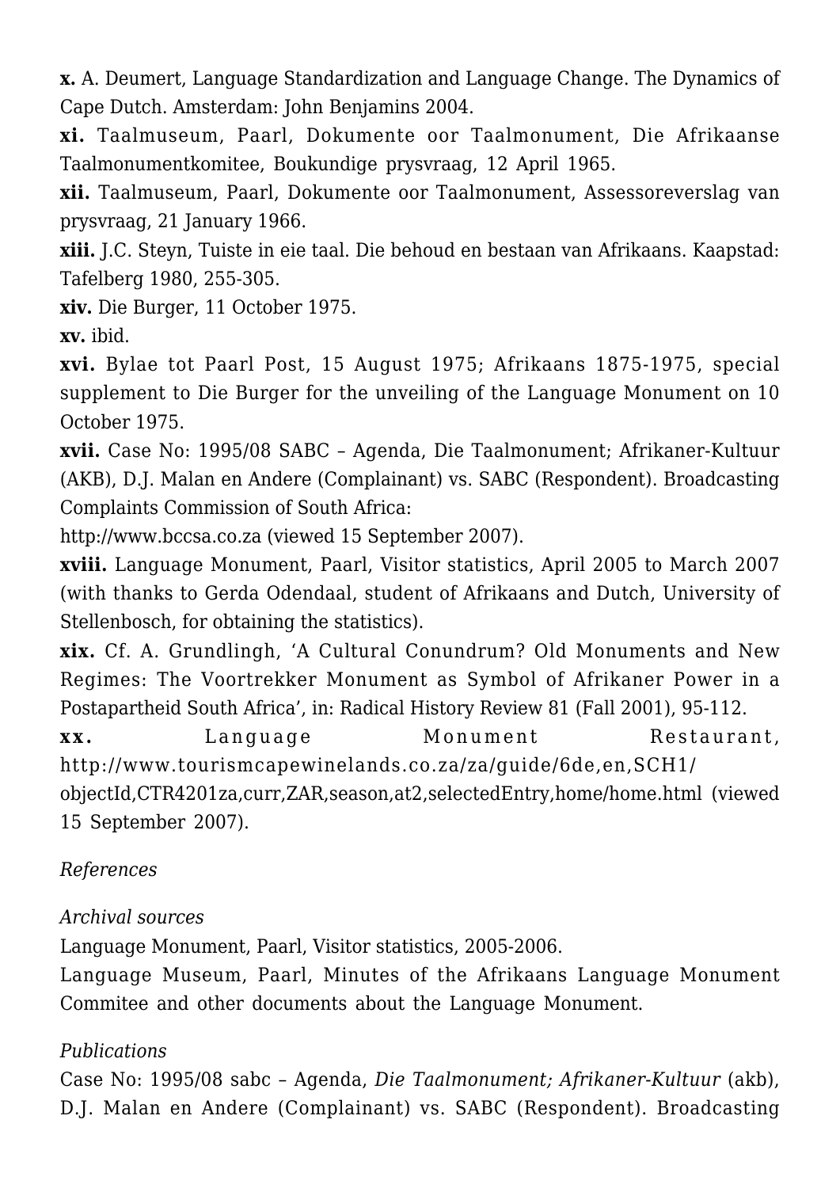**x.** A. Deumert, Language Standardization and Language Change. The Dynamics of Cape Dutch. Amsterdam: John Benjamins 2004.

**xi.** Taalmuseum, Paarl, Dokumente oor Taalmonument, Die Afrikaanse Taalmonumentkomitee, Boukundige prysvraag, 12 April 1965.

**xii.** Taalmuseum, Paarl, Dokumente oor Taalmonument, Assessoreverslag van prysvraag, 21 January 1966.

**xiii.** J.C. Steyn, Tuiste in eie taal. Die behoud en bestaan van Afrikaans. Kaapstad: Tafelberg 1980, 255-305.

**xiv.** Die Burger, 11 October 1975.

**xv.** ibid.

**xvi.** Bylae tot Paarl Post, 15 August 1975; Afrikaans 1875-1975, special supplement to Die Burger for the unveiling of the Language Monument on 10 October 1975.

**xvii.** Case No: 1995/08 SABC – Agenda, Die Taalmonument; Afrikaner-Kultuur (AKB), D.J. Malan en Andere (Complainant) vs. SABC (Respondent). Broadcasting Complaints Commission of South Africa: http://www.bccsa.co.za (viewed 15 September 2007).

**xviii.** Language Monument, Paarl, Visitor statistics, April 2005 to March 2007 (with thanks to Gerda Odendaal, student of Afrikaans and Dutch, University of Stellenbosch, for obtaining the statistics).

**xix.** Cf. A. Grundlingh, 'A Cultural Conundrum? Old Monuments and New Regimes: The Voortrekker Monument as Symbol of Afrikaner Power in a Postapartheid South Africa', in: Radical History Review 81 (Fall 2001), 95-112.

**xx.** Language Monument Restaurant, http://www.tourismcapewinelands.co.za/za/guide/6de,en,SCH1/objectId,CTR4201za,curr,ZAR,season,at2,selectedEntry,home/home.html (viewed 15 September 2007).

*References*

*Archival sources*

Language Monument, Paarl, Visitor statistics, 2005-2006.

Language Museum, Paarl, Minutes of the Afrikaans Language Monument Commitee and other documents about the Language Monument.

*Publications*

Case No: 1995/08 sabc – Agenda, *Die Taalmonument; Afrikaner-Kultuur* (akb), D.J. Malan en Andere (Complainant) vs. SABC (Respondent). Broadcasting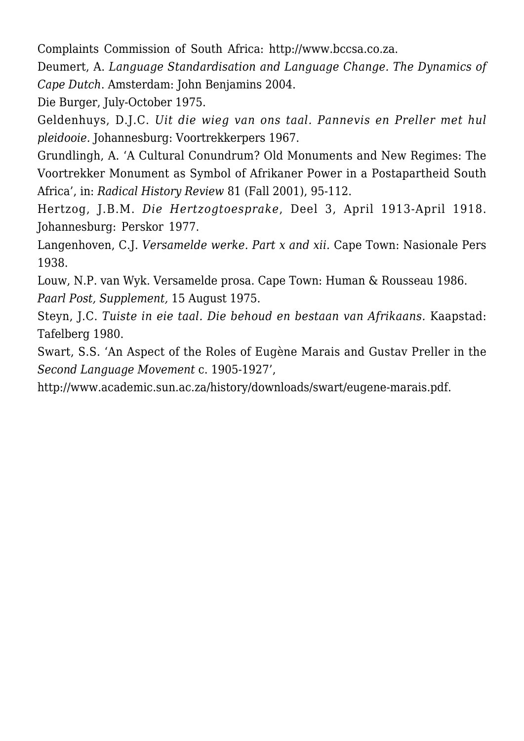Complaints Commission of South Africa: http://www.bccsa.co.za.

Deumert, A. *Language Standardisation and Language Change. The Dynamics of Cape Dutch*. Amsterdam: John Benjamins 2004.

Die Burger, July-October 1975.

Geldenhuys, D.J.C. *Uit die wieg van ons taal. Pannevis en Preller met hul pleidooie.* Johannesburg: Voortrekkerpers 1967.

Grundlingh, A. 'A Cultural Conundrum? Old Monuments and New Regimes: The Voortrekker Monument as Symbol of Afrikaner Power in a Postapartheid South Africa', in: *Radical History Review* 81 (Fall 2001), 95-112.

Hertzog, J.B.M. *Die Hertzogtoesprake*, Deel 3, April 1913-April 1918. Johannesburg: Perskor 1977.

Langenhoven, C.J. *Versamelde werke. Part x and xii.* Cape Town: Nasionale Pers 1938.

Louw, N.P. van Wyk. Versamelde prosa. Cape Town: Human & Rousseau 1986.

*Paarl Post, Supplement,* 15 August 1975.

Steyn, J.C. *Tuiste in eie taal. Die behoud en bestaan van Afrikaans.* Kaapstad: Tafelberg 1980.

Swart, S.S. 'An Aspect of the Roles of Eugène Marais and Gustav Preller in the *Second Language Movement* c. 1905-1927', http://www.academic.sun.ac.za/history/downloads/swart/eugene-marais.pdf.